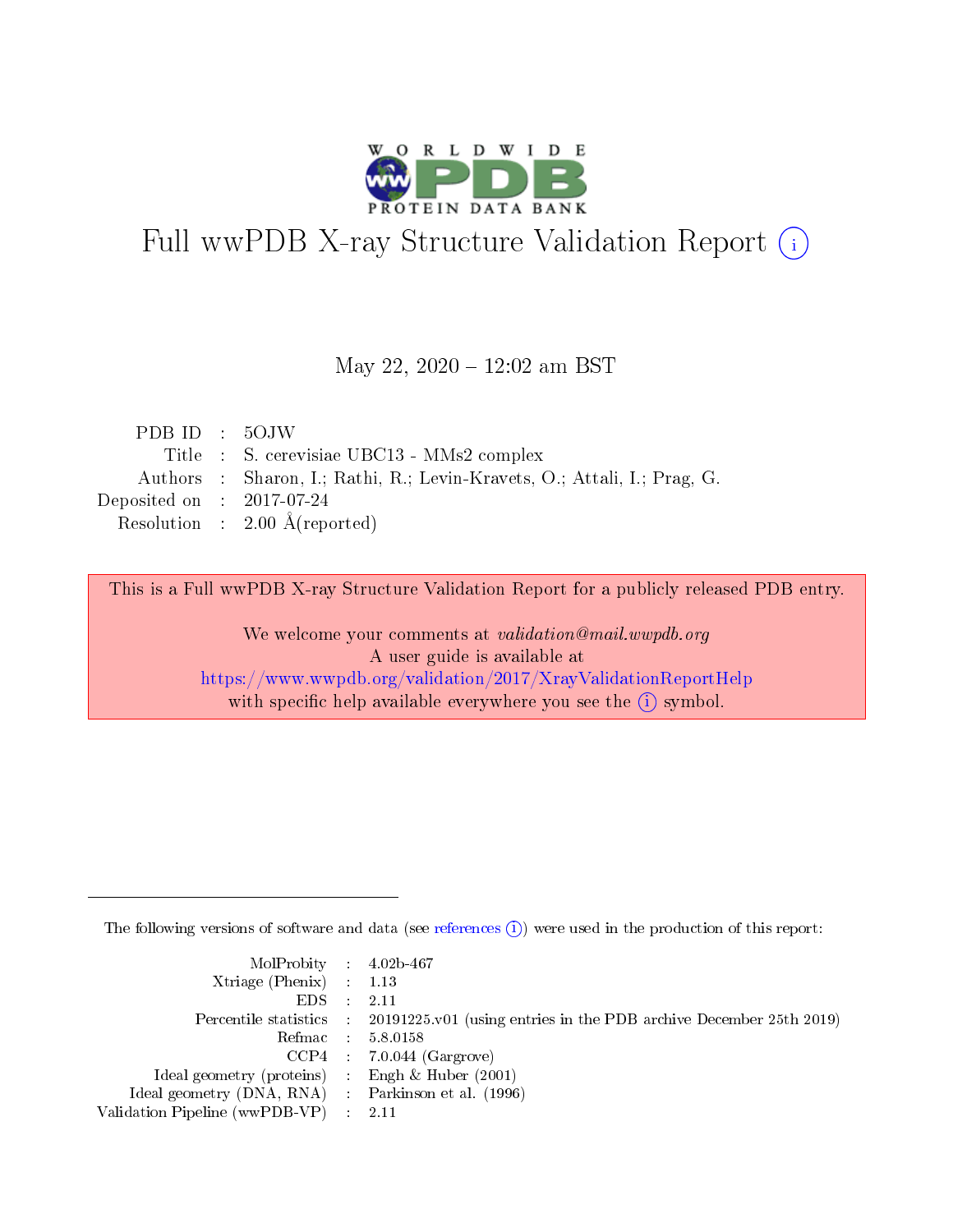# Full wwPDB X-ray Structure Validation Report (i)

May 22, 2020 – 12:02 am BST

| | | |
|---|---|---|
| PDB ID | : | 5OJW |
| Title | : | S. cerevisiae UBC13 - MMs2 complex |
| Authors | : | Sharon, I.; Rathi, R.; Levin-Kravets, O.; Attali, I.; Prag, G. |
| Deposited on | : | 2017-07-24 |
| Resolution | : | 2.00 Å(reported) |

This is a Full wwPDB X-ray Structure Validation Report for a publicly released PDB entry.

We welcome your comments at *validation@mail.wwpdb.org*
A user guide is available at
https://www.wwpdb.org/validation/2017/XrayValidationReportHelp
with specific help available everywhere you see the (i) symbol.

---

The following versions of software and data (see references (i)) were used in the production of this report:

| | | |
|---|---|---|
| MolProbity | : | 4.02b-467 |
| Xtriage (Phenix) | : | 1.13 |
| EDS | : | 2.11 |
| Percentile statistics | : | 20191225.v01 (using entries in the PDB archive December 25th 2019) |
| Refmac | : | 5.8.0158 |
| CCP4 | : | 7.0.044 (Gargrove) |
| Ideal geometry (proteins) | : | Engh & Huber (2001) |
| Ideal geometry (DNA, RNA) | : | Parkinson et al. (1996) |
| Validation Pipeline (wwPDB-VP) | : | 2.11 |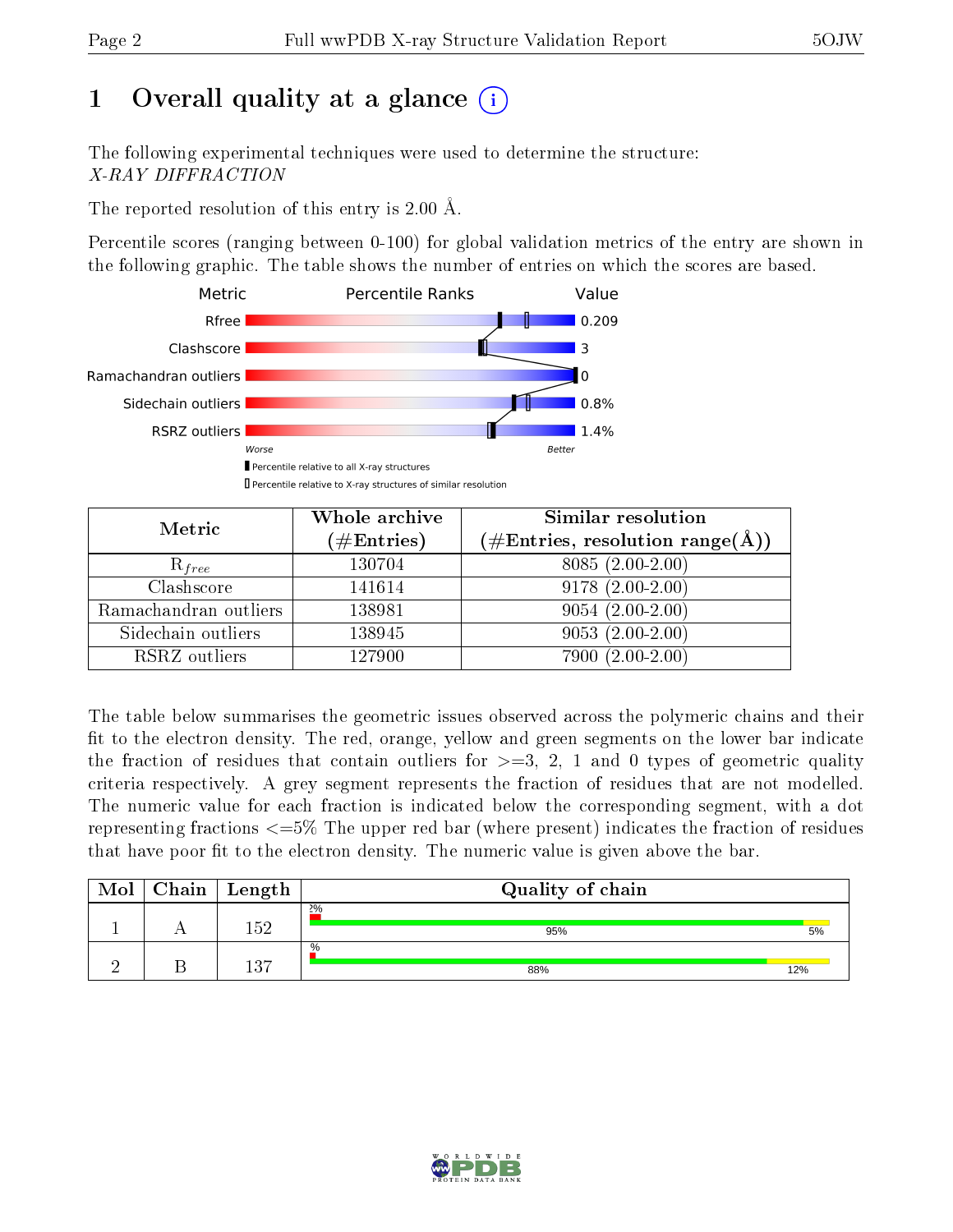# 1 Overall quality at a glance (i)

The following experimental techniques were used to determine the structure:
*X-RAY DIFFRACTION*

The reported resolution of this entry is 2.00 Å.

Percentile scores (ranging between 0-100) for global validation metrics of the entry are shown in the following graphic. The table shows the number of entries on which the scores are based.

| Metric | Value |
|---|---|
| Rfree | 0.209 |
| Clashscore | 3 |
| Ramachandran outliers | 0 |
| Sidechain outliers | 0.8% |
| RSRZ outliers | 1.4% |

Worse — Better

▮ Percentile relative to all X-ray structures
▯ Percentile relative to X-ray structures of similar resolution

| Metric | Whole archive (#Entries) | Similar resolution (#Entries, resolution range(Å)) |
|---|---|---|
| $R_{free}$ | 130704 | 8085 (2.00-2.00) |
| Clashscore | 141614 | 9178 (2.00-2.00) |
| Ramachandran outliers | 138981 | 9054 (2.00-2.00) |
| Sidechain outliers | 138945 | 9053 (2.00-2.00) |
| RSRZ outliers | 127900 | 7900 (2.00-2.00) |

The table below summarises the geometric issues observed across the polymeric chains and their fit to the electron density. The red, orange, yellow and green segments on the lower bar indicate the fraction of residues that contain outliers for >=3, 2, 1 and 0 types of geometric quality criteria respectively. A grey segment represents the fraction of residues that are not modelled. The numeric value for each fraction is indicated below the corresponding segment, with a dot representing fractions <=5% The upper red bar (where present) indicates the fraction of residues that have poor fit to the electron density. The numeric value is given above the bar.

| Mol | Chain | Length | Quality of chain |
|---|---|---|---|
| 1 | A | 152 | 2%; 95%, 5% |
| 2 | B | 137 | %; 88%, 12% |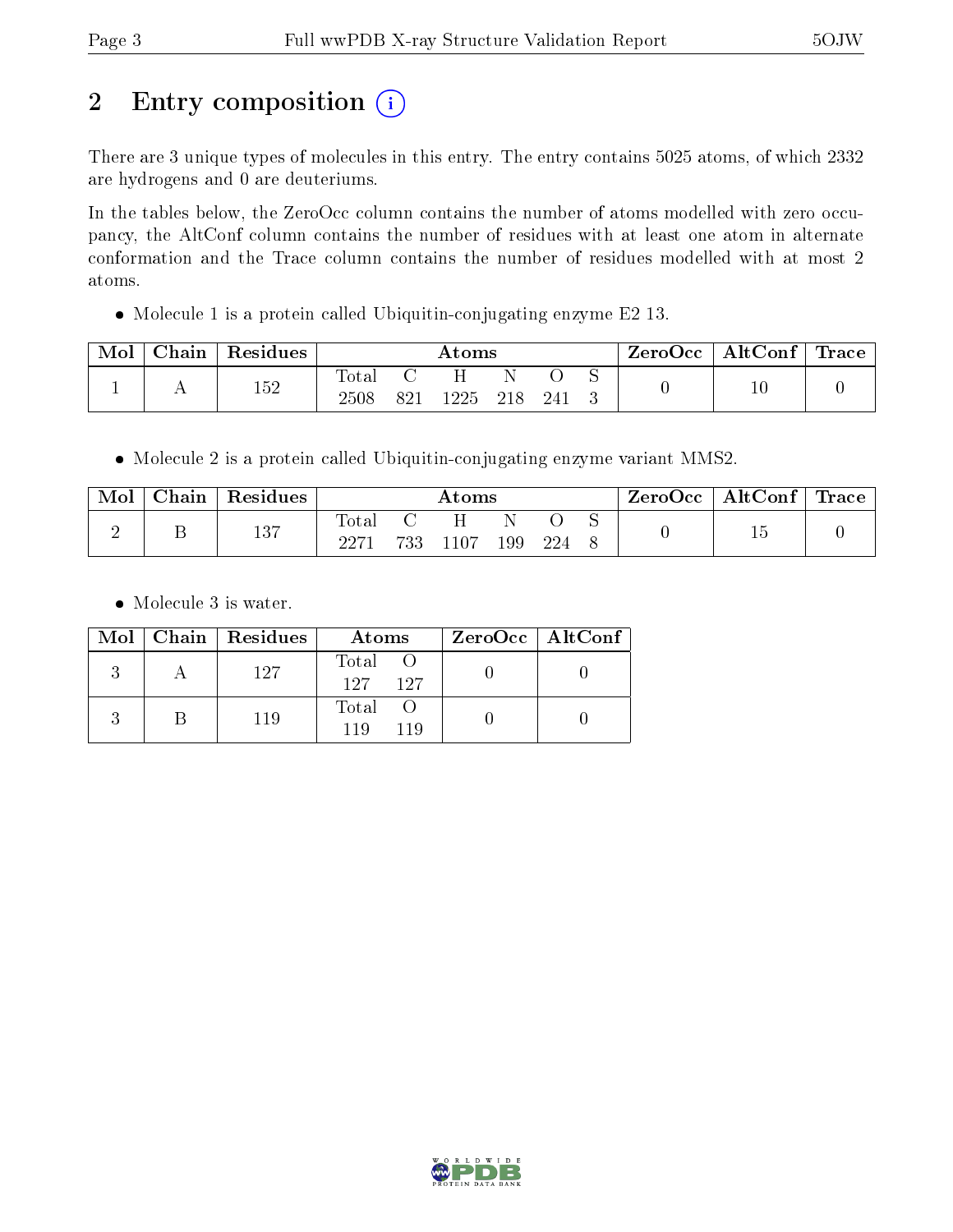# 2 Entry composition (i)

There are 3 unique types of molecules in this entry. The entry contains 5025 atoms, of which 2332 are hydrogens and 0 are deuteriums.

In the tables below, the ZeroOcc column contains the number of atoms modelled with zero occupancy, the AltConf column contains the number of residues with at least one atom in alternate conformation and the Trace column contains the number of residues modelled with at most 2 atoms.

- Molecule 1 is a protein called Ubiquitin-conjugating enzyme E2 13.

| Mol | Chain | Residues | Atoms | | | | | | ZeroOcc | AltConf | Trace |
|---|---|---|---|---|---|---|---|---|---|---|---|
| 1 | A | 152 | Total 2508 | C 821 | H 1225 | N 218 | O 241 | S 3 | 0 | 10 | 0 |

- Molecule 2 is a protein called Ubiquitin-conjugating enzyme variant MMS2.

| Mol | Chain | Residues | Atoms | | | | | | ZeroOcc | AltConf | Trace |
|---|---|---|---|---|---|---|---|---|---|---|---|
| 2 | B | 137 | Total 2271 | C 733 | H 1107 | N 199 | O 224 | S 8 | 0 | 15 | 0 |

- Molecule 3 is water.

| Mol | Chain | Residues | Atoms | | ZeroOcc | AltConf |
|---|---|---|---|---|---|---|
| 3 | A | 127 | Total 127 | O 127 | 0 | 0 |
| 3 | B | 119 | Total 119 | O 119 | 0 | 0 |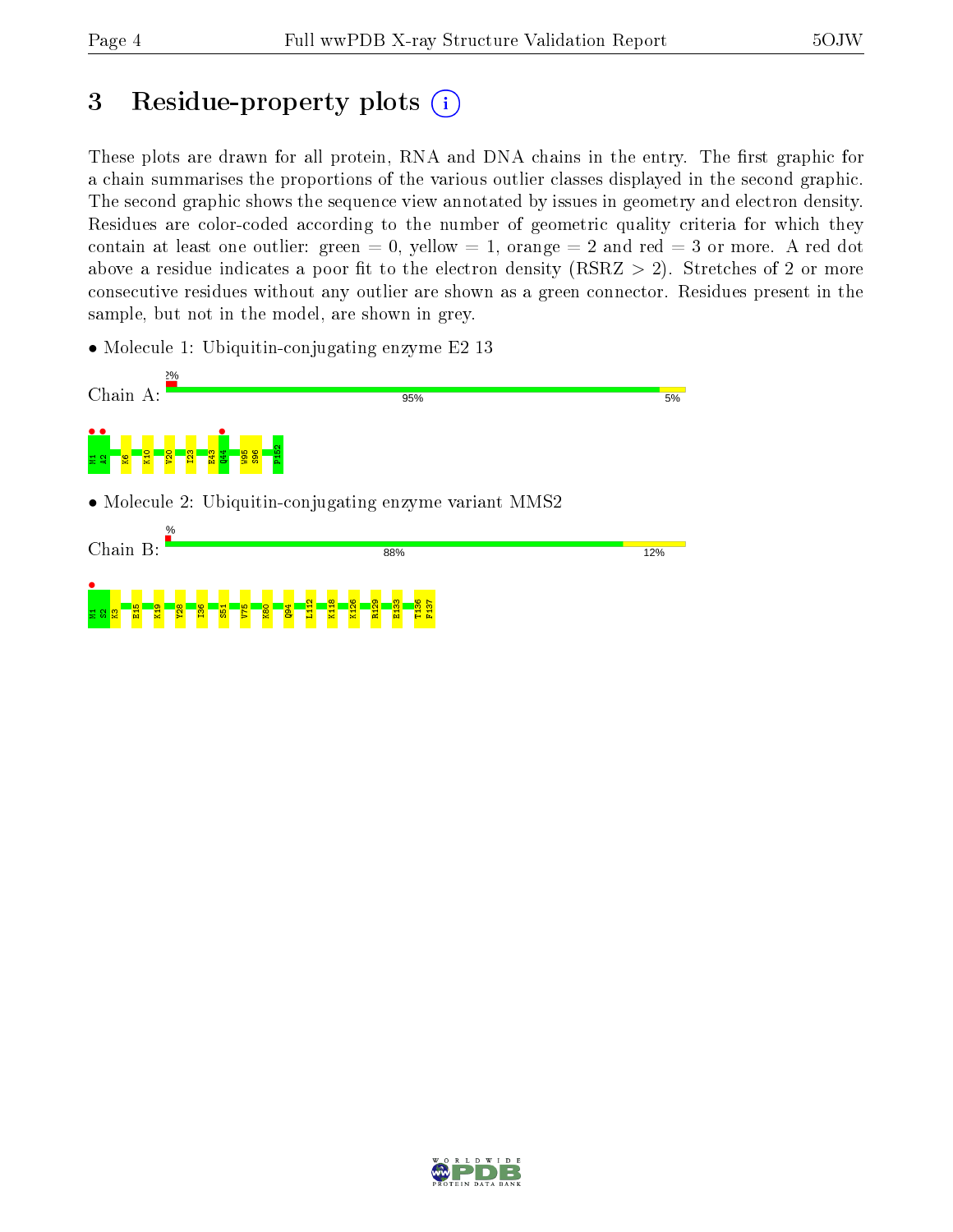# 3 Residue-property plots

These plots are drawn for all protein, RNA and DNA chains in the entry. The first graphic for a chain summarises the proportions of the various outlier classes displayed in the second graphic. The second graphic shows the sequence view annotated by issues in geometry and electron density. Residues are color-coded according to the number of geometric quality criteria for which they contain at least one outlier: green = 0, yellow = 1, orange = 2 and red = 3 or more. A red dot above a residue indicates a poor fit to the electron density (RSRZ > 2). Stretches of 2 or more consecutive residues without any outlier are shown as a green connector. Residues present in the sample, but not in the model, are shown in grey.

- Molecule 1: Ubiquitin-conjugating enzyme E2 13

Chain A: 2% | 95% | 5%

M1 A2 K6 K10 V20 I23 E43 Q44 W95 S96 P152

- Molecule 2: Ubiquitin-conjugating enzyme variant MMS2

Chain B: % | 88% | 12%

M1 S2 K3 E15 K19 Y28 I36 S51 V75 K80 Q94 L112 K118 K126 R129 E133 T136 F137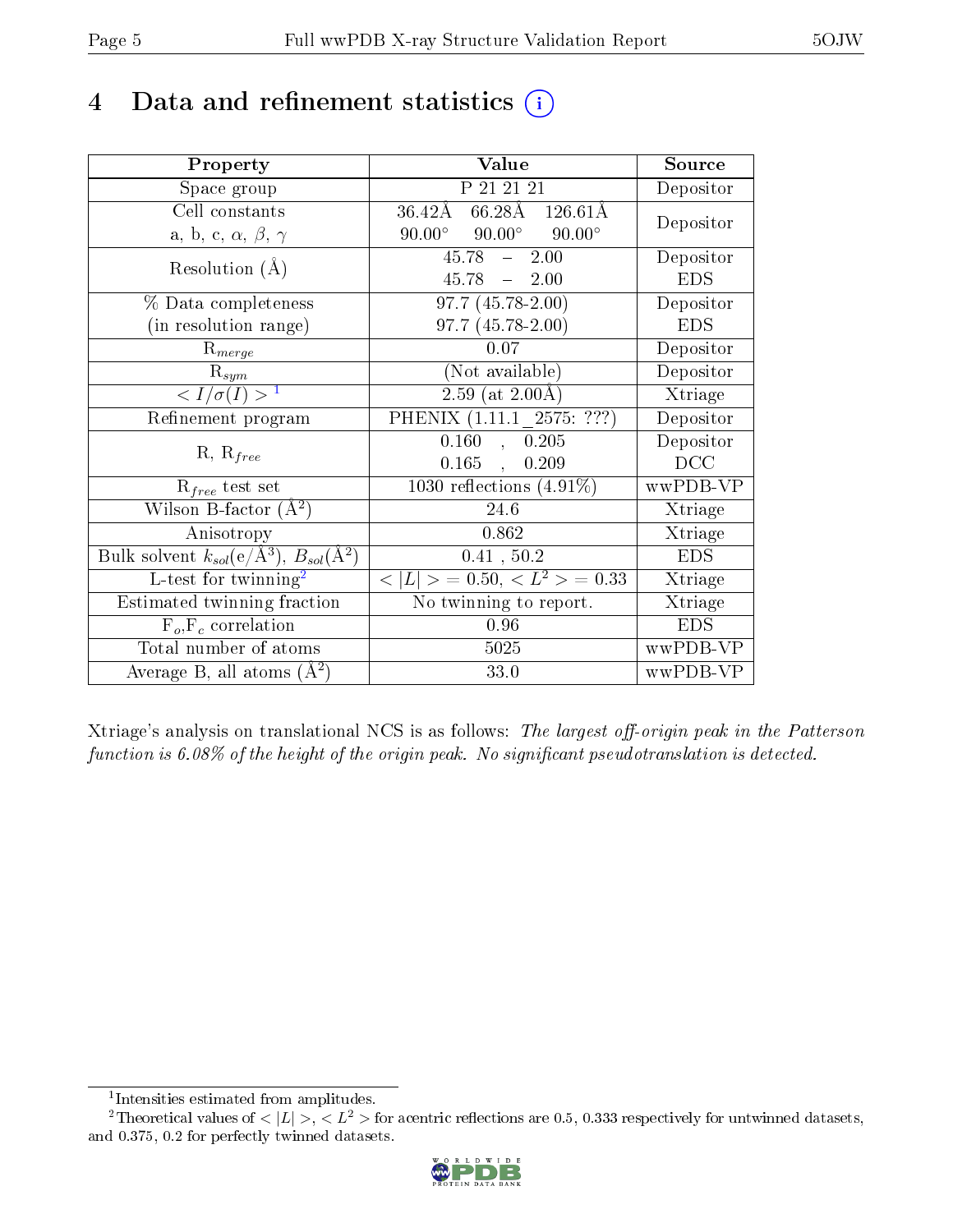# 4 Data and refinement statistics (i)

| Property | Value | Source |
|---|---|---|
| Space group | P 21 21 21 | Depositor |
| Cell constants<br>a, b, c, $\alpha$, $\beta$, $\gamma$ | 36.42Å 66.28Å 126.61Å<br>90.00° 90.00° 90.00° | Depositor |
| Resolution (Å) | 45.78 – 2.00<br>45.78 – 2.00 | Depositor<br>EDS |
| % Data completeness<br>(in resolution range) | 97.7 (45.78-2.00)<br>97.7 (45.78-2.00) | Depositor<br>EDS |
| $R_{merge}$ | 0.07 | Depositor |
| $R_{sym}$ | (Not available) | Depositor |
| $< I/\sigma(I) >$ [1] | 2.59 (at 2.00Å) | Xtriage |
| Refinement program | PHENIX (1.11.1_2575: ???) | Depositor |
| R, $R_{free}$ | 0.160 , 0.205<br>0.165 , 0.209 | Depositor<br>DCC |
| $R_{free}$ test set | 1030 reflections (4.91%) | wwPDB-VP |
| Wilson B-factor (Å$^2$) | 24.6 | Xtriage |
| Anisotropy | 0.862 | Xtriage |
| Bulk solvent $k_{sol}$(e/Å$^3$), $B_{sol}$(Å$^2$) | 0.41 , 50.2 | EDS |
| L-test for twinning[2] | $< \|L\| >$ = 0.50, $< L^2 >$ = 0.33 | Xtriage |
| Estimated twinning fraction | No twinning to report. | Xtriage |
| $F_o$,$F_c$ correlation | 0.96 | EDS |
| Total number of atoms | 5025 | wwPDB-VP |
| Average B, all atoms (Å$^2$) | 33.0 | wwPDB-VP |

Xtriage's analysis on translational NCS is as follows: *The largest off-origin peak in the Patterson function is 6.08% of the height of the origin peak. No significant pseudotranslation is detected.*

[1] Intensities estimated from amplitudes.

[2] Theoretical values of $< |L| >$, $< L^2 >$ for acentric reflections are 0.5, 0.333 respectively for untwinned datasets, and 0.375, 0.2 for perfectly twinned datasets.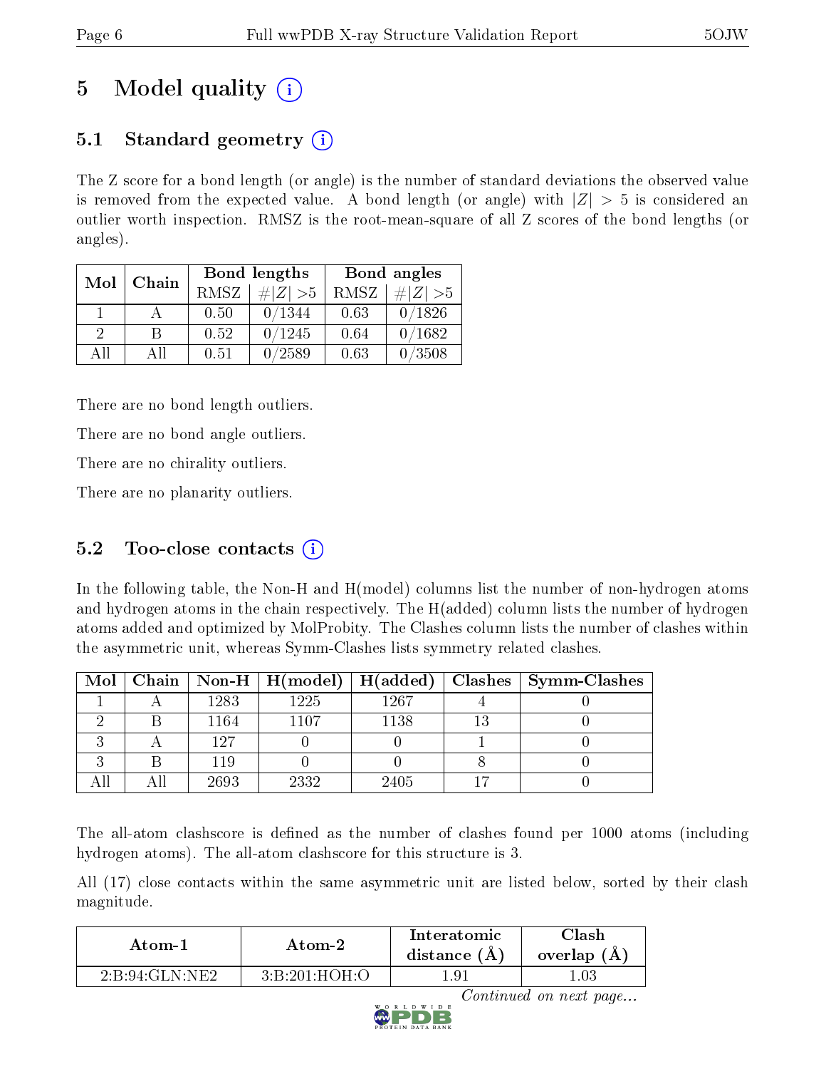# 5 Model quality (i)

## 5.1 Standard geometry (i)

The Z score for a bond length (or angle) is the number of standard deviations the observed value is removed from the expected value. A bond length (or angle) with $|Z| > 5$ is considered an outlier worth inspection. RMSZ is the root-mean-square of all Z scores of the bond lengths (or angles).

| Mol | Chain | Bond lengths | | Bond angles | |
|---|---|---|---|---|---|
| | | RMSZ | $\#\|Z\| > 5$ | RMSZ | $\#\|Z\| > 5$ |
| 1 | A | 0.50 | 0/1344 | 0.63 | 0/1826 |
| 2 | B | 0.52 | 0/1245 | 0.64 | 0/1682 |
| All | All | 0.51 | 0/2589 | 0.63 | 0/3508 |

There are no bond length outliers.

There are no bond angle outliers.

There are no chirality outliers.

There are no planarity outliers.

## 5.2 Too-close contacts (i)

In the following table, the Non-H and H(model) columns list the number of non-hydrogen atoms and hydrogen atoms in the chain respectively. The H(added) column lists the number of hydrogen atoms added and optimized by MolProbity. The Clashes column lists the number of clashes within the asymmetric unit, whereas Symm-Clashes lists symmetry related clashes.

| Mol | Chain | Non-H | H(model) | H(added) | Clashes | Symm-Clashes |
|---|---|---|---|---|---|---|
| 1 | A | 1283 | 1225 | 1267 | 4 | 0 |
| 2 | B | 1164 | 1107 | 1138 | 13 | 0 |
| 3 | A | 127 | 0 | 0 | 1 | 0 |
| 3 | B | 119 | 0 | 0 | 8 | 0 |
| All | All | 2693 | 2332 | 2405 | 17 | 0 |

The all-atom clashscore is defined as the number of clashes found per 1000 atoms (including hydrogen atoms). The all-atom clashscore for this structure is 3.

All (17) close contacts within the same asymmetric unit are listed below, sorted by their clash magnitude.

| Atom-1 | Atom-2 | Interatomic distance (Å) | Clash overlap (Å) |
|---|---|---|---|
| 2:B:94:GLN:NE2 | 3:B:201:HOH:O | 1.91 | 1.03 |

*Continued on next page...*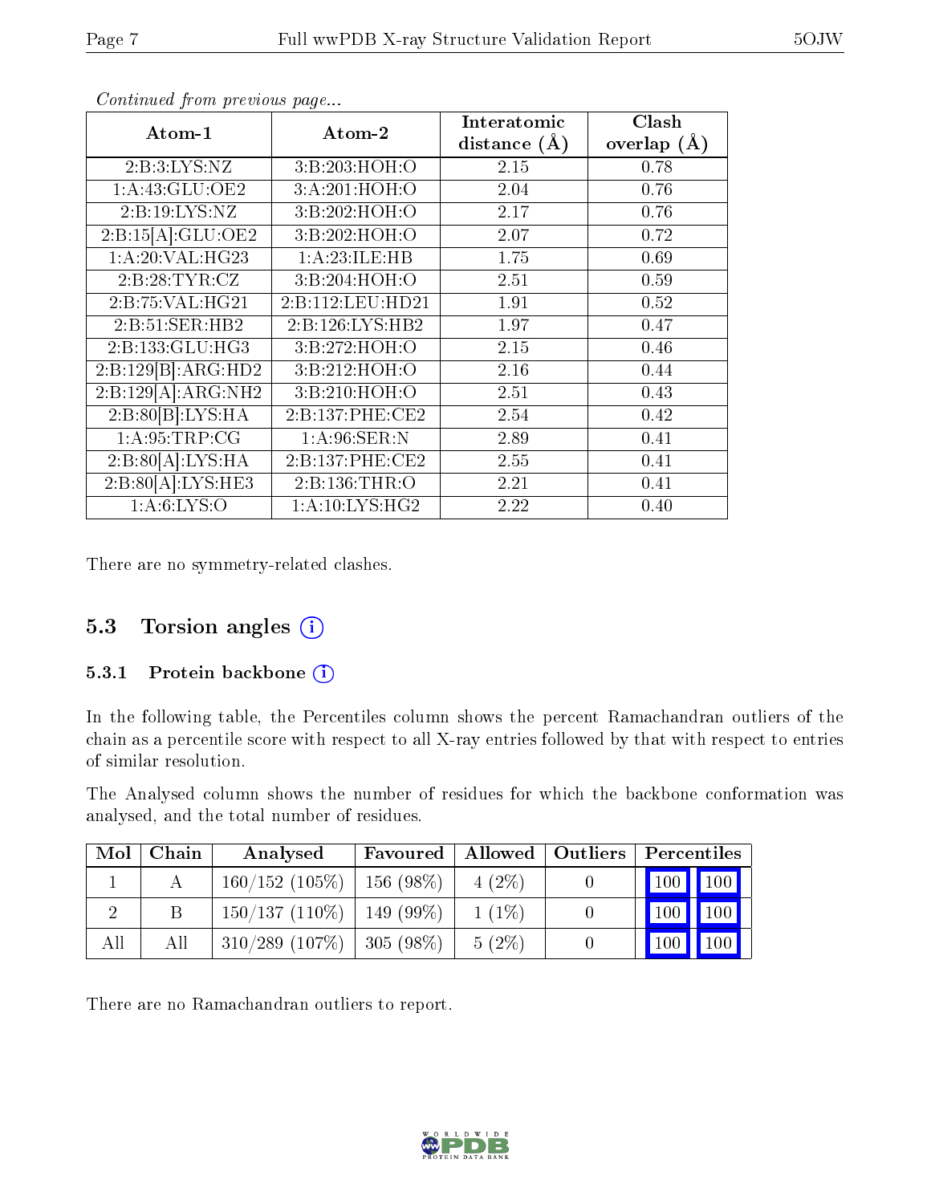*Continued from previous page...*

| Atom-1 | Atom-2 | Interatomic distance (Å) | Clash overlap (Å) |
|---|---|---|---|
| 2:B:3:LYS:NZ | 3:B:203:HOH:O | 2.15 | 0.78 |
| 1:A:43:GLU:OE2 | 3:A:201:HOH:O | 2.04 | 0.76 |
| 2:B:19:LYS:NZ | 3:B:202:HOH:O | 2.17 | 0.76 |
| 2:B:15[A]:GLU:OE2 | 3:B:202:HOH:O | 2.07 | 0.72 |
| 1:A:20:VAL:HG23 | 1:A:23:ILE:HB | 1.75 | 0.69 |
| 2:B:28:TYR:CZ | 3:B:204:HOH:O | 2.51 | 0.59 |
| 2:B:75:VAL:HG21 | 2:B:112:LEU:HD21 | 1.91 | 0.52 |
| 2:B:51:SER:HB2 | 2:B:126:LYS:HB2 | 1.97 | 0.47 |
| 2:B:133:GLU:HG3 | 3:B:272:HOH:O | 2.15 | 0.46 |
| 2:B:129[B]:ARG:HD2 | 3:B:212:HOH:O | 2.16 | 0.44 |
| 2:B:129[A]:ARG:NH2 | 3:B:210:HOH:O | 2.51 | 0.43 |
| 2:B:80[B]:LYS:HA | 2:B:137:PHE:CE2 | 2.54 | 0.42 |
| 1:A:95:TRP:CG | 1:A:96:SER:N | 2.89 | 0.41 |
| 2:B:80[A]:LYS:HA | 2:B:137:PHE:CE2 | 2.55 | 0.41 |
| 2:B:80[A]:LYS:HE3 | 2:B:136:THR:O | 2.21 | 0.41 |
| 1:A:6:LYS:O | 1:A:10:LYS:HG2 | 2.22 | 0.40 |

There are no symmetry-related clashes.

## 5.3 Torsion angles

### 5.3.1 Protein backbone

In the following table, the Percentiles column shows the percent Ramachandran outliers of the chain as a percentile score with respect to all X-ray entries followed by that with respect to entries of similar resolution.

The Analysed column shows the number of residues for which the backbone conformation was analysed, and the total number of residues.

| Mol | Chain | Analysed | Favoured | Allowed | Outliers | Percentiles | |
|---|---|---|---|---|---|---|---|
| 1 | A | 160/152 (105%) | 156 (98%) | 4 (2%) | 0 | 100 | 100 |
| 2 | B | 150/137 (110%) | 149 (99%) | 1 (1%) | 0 | 100 | 100 |
| All | All | 310/289 (107%) | 305 (98%) | 5 (2%) | 0 | 100 | 100 |

There are no Ramachandran outliers to report.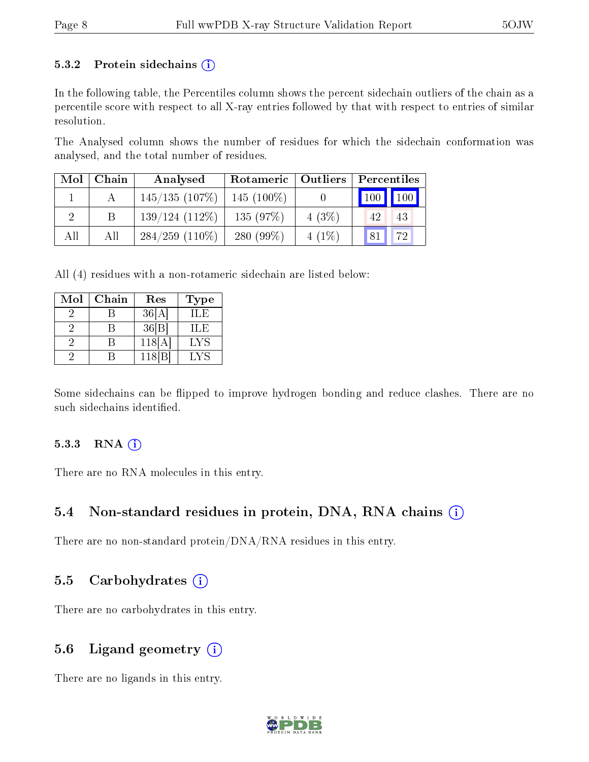### 5.3.2 Protein sidechains (i)

In the following table, the Percentiles column shows the percent sidechain outliers of the chain as a percentile score with respect to all X-ray entries followed by that with respect to entries of similar resolution.

The Analysed column shows the number of residues for which the sidechain conformation was analysed, and the total number of residues.

| Mol | Chain | Analysed | Rotameric | Outliers | Percentiles | |
|---|---|---|---|---|---|---|
| 1 | A | 145/135 (107%) | 145 (100%) | 0 | 100 | 100 |
| 2 | B | 139/124 (112%) | 135 (97%) | 4 (3%) | 42 | 43 |
| All | All | 284/259 (110%) | 280 (99%) | 4 (1%) | 81 | 72 |

All (4) residues with a non-rotameric sidechain are listed below:

| Mol | Chain | Res | Type |
|---|---|---|---|
| 2 | B | 36[A] | ILE |
| 2 | B | 36[B] | ILE |
| 2 | B | 118[A] | LYS |
| 2 | B | 118[B] | LYS |

Some sidechains can be flipped to improve hydrogen bonding and reduce clashes. There are no such sidechains identified.

### 5.3.3 RNA (i)

There are no RNA molecules in this entry.

## 5.4 Non-standard residues in protein, DNA, RNA chains (i)

There are no non-standard protein/DNA/RNA residues in this entry.

## 5.5 Carbohydrates (i)

There are no carbohydrates in this entry.

## 5.6 Ligand geometry (i)

There are no ligands in this entry.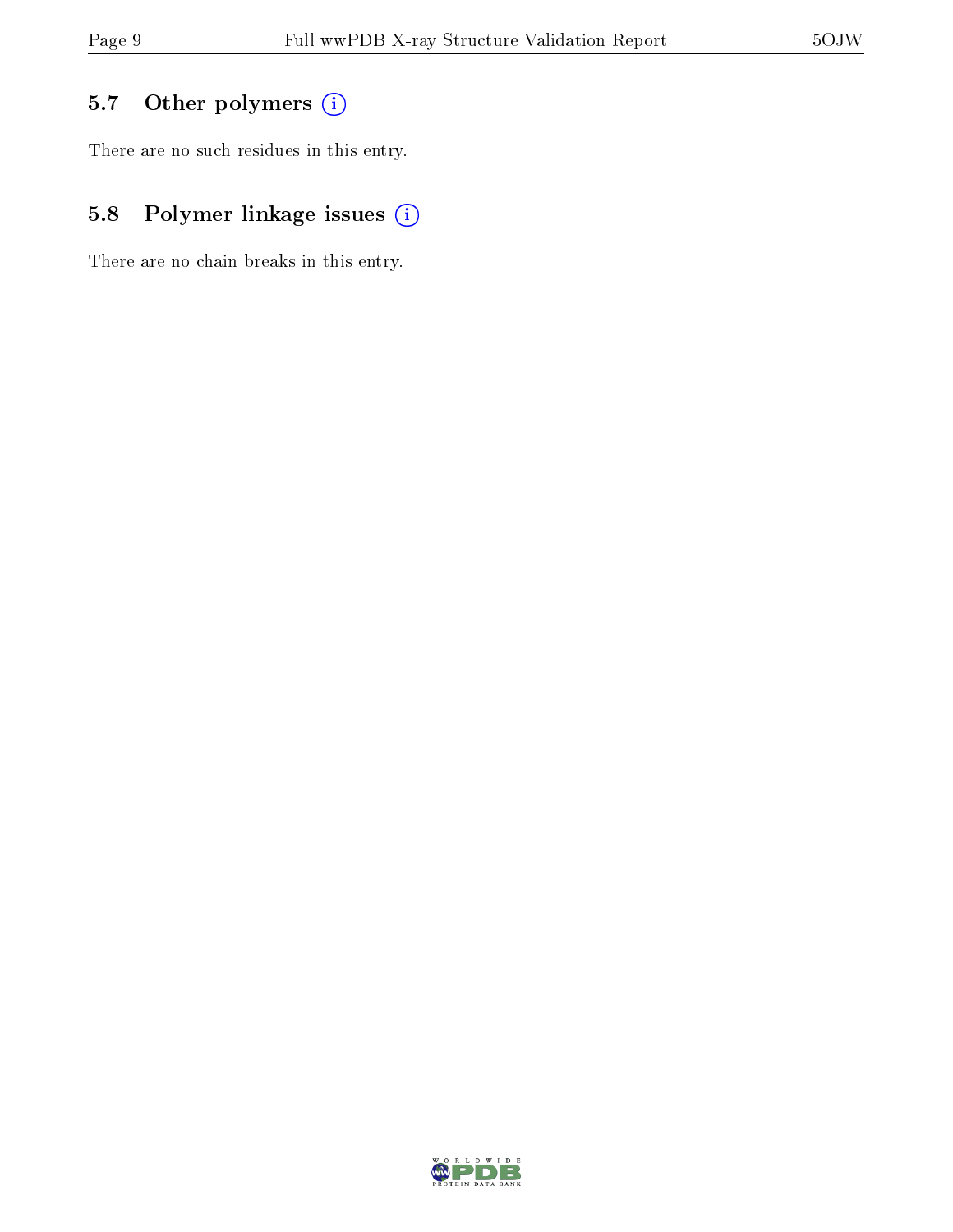### 5.7 Other polymers

There are no such residues in this entry.

### 5.8 Polymer linkage issues

There are no chain breaks in this entry.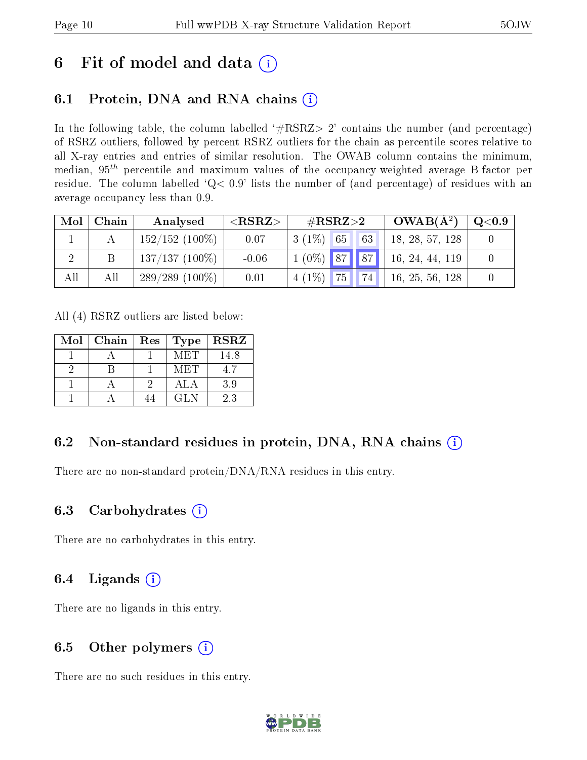# 6 Fit of model and data (i)

## 6.1 Protein, DNA and RNA chains (i)

In the following table, the column labelled '#RSRZ> 2' contains the number (and percentage) of RSRZ outliers, followed by percent RSRZ outliers for the chain as percentile scores relative to all X-ray entries and entries of similar resolution. The OWAB column contains the minimum, median, $95^{th}$ percentile and maximum values of the occupancy-weighted average B-factor per residue. The column labelled 'Q< 0.9' lists the number of (and percentage) of residues with an average occupancy less than 0.9.

| Mol | Chain | Analysed | <RSRZ> | #RSRZ>2 | | | OWAB(Å$^2$) | Q<0.9 |
|---|---|---|---|---|---|---|---|---|
| 1 | A | 152/152 (100%) | 0.07 | 3 (1%) | 65 | 63 | 18, 28, 57, 128 | 0 |
| 2 | B | 137/137 (100%) | -0.06 | 1 (0%) | 87 | 87 | 16, 24, 44, 119 | 0 |
| All | All | 289/289 (100%) | 0.01 | 4 (1%) | 75 | 74 | 16, 25, 56, 128 | 0 |

All (4) RSRZ outliers are listed below:

| Mol | Chain | Res | Type | RSRZ |
|---|---|---|---|---|
| 1 | A | 1 | MET | 14.8 |
| 2 | B | 1 | MET | 4.7 |
| 1 | A | 2 | ALA | 3.9 |
| 1 | A | 44 | GLN | 2.3 |

## 6.2 Non-standard residues in protein, DNA, RNA chains (i)

There are no non-standard protein/DNA/RNA residues in this entry.

## 6.3 Carbohydrates (i)

There are no carbohydrates in this entry.

## 6.4 Ligands (i)

There are no ligands in this entry.

## 6.5 Other polymers (i)

There are no such residues in this entry.